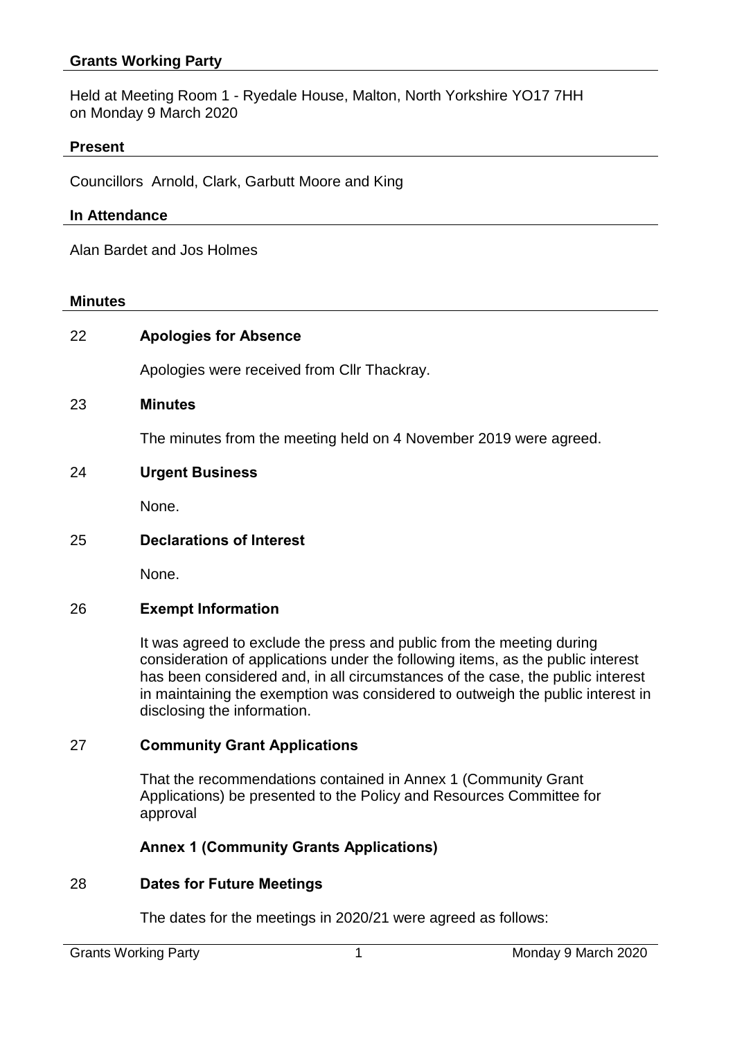## Grants Working Party

Held at Meeting Room 1 - Ryedale House, Malton, North Yorkshire YO17 7HH
on Monday 9 March 2020

### Present

Councillors Arnold, Clark, Garbutt Moore and King

### In Attendance

Alan Bardet and Jos Holmes

### Minutes

**22 Apologies for Absence**

Apologies were received from Cllr Thackray.

**23 Minutes**

The minutes from the meeting held on 4 November 2019 were agreed.

**24 Urgent Business**

None.

**25 Declarations of Interest**

None.

**26 Exempt Information**

It was agreed to exclude the press and public from the meeting during consideration of applications under the following items, as the public interest has been considered and, in all circumstances of the case, the public interest in maintaining the exemption was considered to outweigh the public interest in disclosing the information.

**27 Community Grant Applications**

That the recommendations contained in Annex 1 (Community Grant Applications) be presented to the Policy and Resources Committee for approval

**Annex 1 (Community Grants Applications)**

**28 Dates for Future Meetings**

The dates for the meetings in 2020/21 were agreed as follows: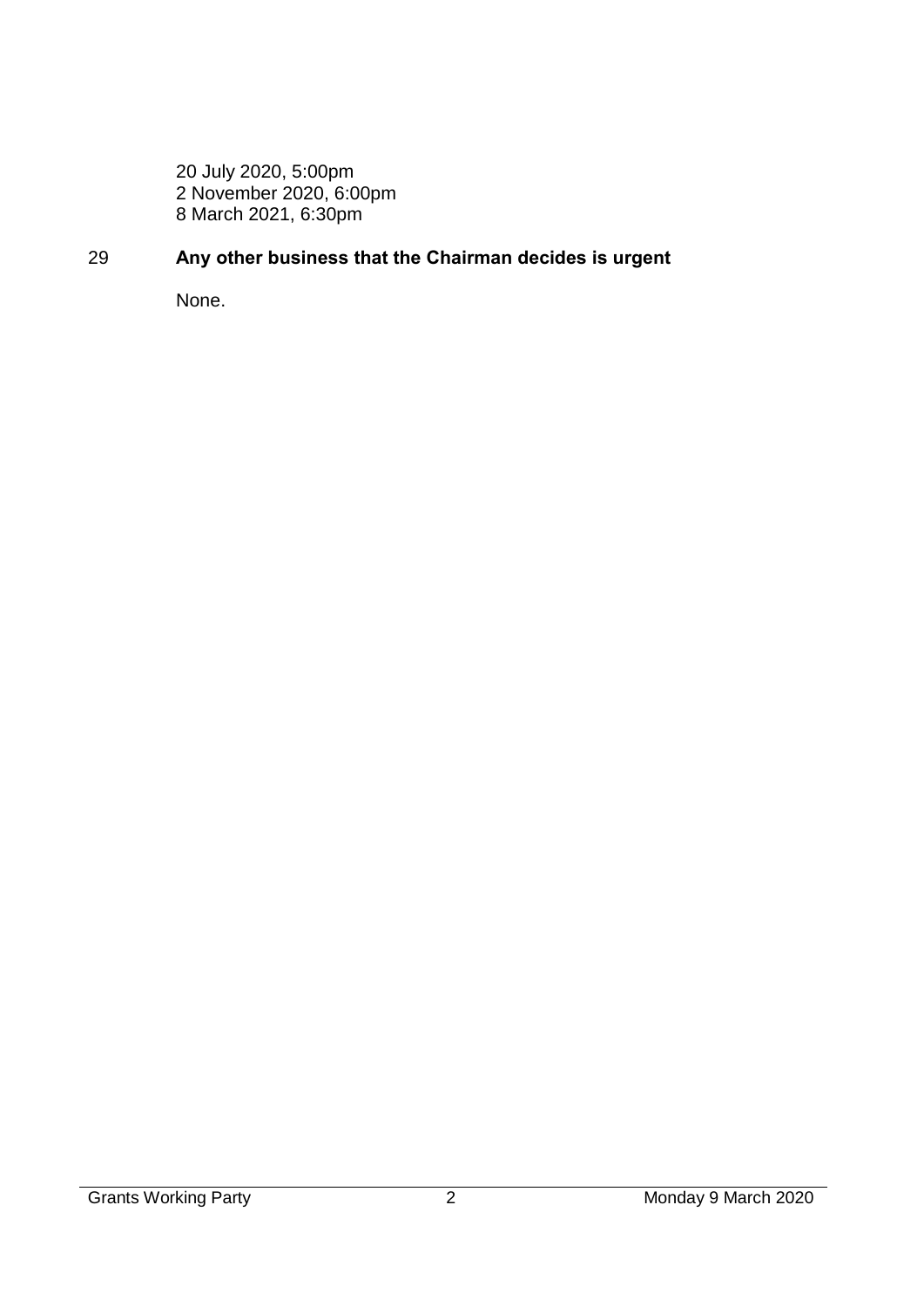20 July 2020, 5:00pm
2 November 2020, 6:00pm
8 March 2021, 6:30pm

## 29 Any other business that the Chairman decides is urgent

None.